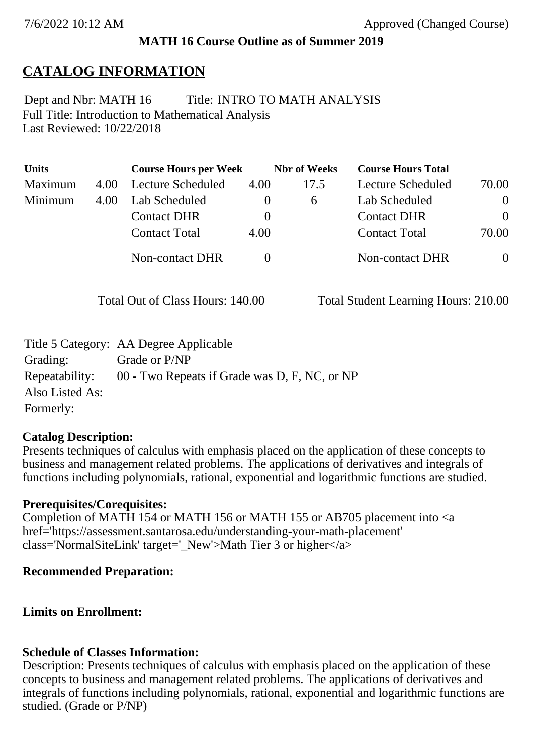7/6/2022 10:12 AM Approved (Changed Course)

**MATH 16 Course Outline as of Summer 2019**

# CATALOG INFORMATION

Dept and Nbr: MATH 16 Title: INTRO TO MATH ANALYSIS
Full Title: Introduction to Mathematical Analysis
Last Reviewed: 10/22/2018

| Units | | Course Hours per Week | | Nbr of Weeks | Course Hours Total | |
|---|---|---|---|---|---|---|
| Maximum | 4.00 | Lecture Scheduled | 4.00 | 17.5 | Lecture Scheduled | 70.00 |
| Minimum | 4.00 | Lab Scheduled | 0 | 6 | Lab Scheduled | 0 |
| | | Contact DHR | 0 | | Contact DHR | 0 |
| | | Contact Total | 4.00 | | Contact Total | 70.00 |
| | | Non-contact DHR | 0 | | Non-contact DHR | 0 |

Total Out of Class Hours: 140.00 Total Student Learning Hours: 210.00

Title 5 Category: AA Degree Applicable
Grading: Grade or P/NP
Repeatability: 00 - Two Repeats if Grade was D, F, NC, or NP
Also Listed As:
Formerly:

**Catalog Description:**
Presents techniques of calculus with emphasis placed on the application of these concepts to business and management related problems. The applications of derivatives and integrals of functions including polynomials, rational, exponential and logarithmic functions are studied.

**Prerequisites/Corequisites:**
Completion of MATH 154 or MATH 156 or MATH 155 or AB705 placement into <a href='https://assessment.santarosa.edu/understanding-your-math-placement' class='NormalSiteLink' target='_New'>Math Tier 3 or higher</a>

**Recommended Preparation:**

**Limits on Enrollment:**

**Schedule of Classes Information:**
Description: Presents techniques of calculus with emphasis placed on the application of these concepts to business and management related problems. The applications of derivatives and integrals of functions including polynomials, rational, exponential and logarithmic functions are studied. (Grade or P/NP)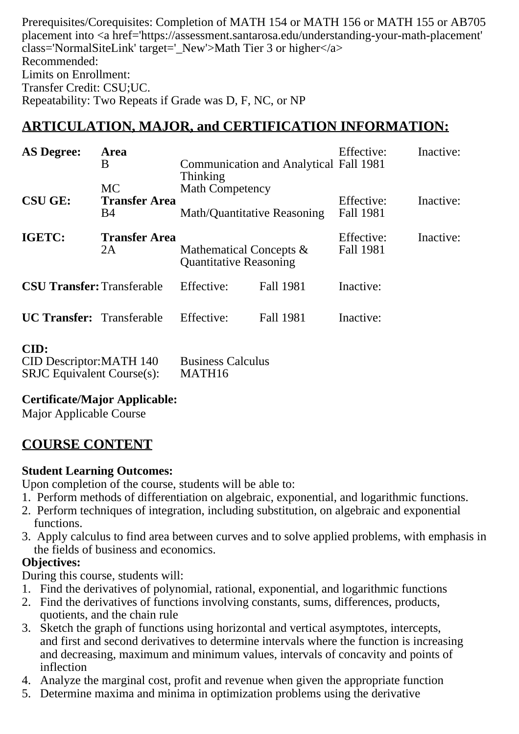Prerequisites/Corequisites: Completion of MATH 154 or MATH 156 or MATH 155 or AB705 placement into <a href='https://assessment.santarosa.edu/understanding-your-math-placement' class='NormalSiteLink' target='_New'>Math Tier 3 or higher</a>
Recommended:
Limits on Enrollment:
Transfer Credit: CSU;UC.
Repeatability: Two Repeats if Grade was D, F, NC, or NP

## ARTICULATION, MAJOR, and CERTIFICATION INFORMATION:

| | | | | |
|---|---|---|---|---|
| **AS Degree:** | **Area** | | Effective: | Inactive: |
| | B | Communication and Analytical Thinking | Fall 1981 | |
| | MC | Math Competency | | |
| **CSU GE:** | **Transfer Area** | | Effective: | Inactive: |
| | B4 | Math/Quantitative Reasoning | Fall 1981 | |
| **IGETC:** | **Transfer Area** | | Effective: | Inactive: |
| | 2A | Mathematical Concepts & Quantitative Reasoning | Fall 1981 | |

| | | | | |
|---|---|---|---|---|
| **CSU Transfer:** | Transferable | Effective: | Fall 1981 | Inactive: |
| **UC Transfer:** | Transferable | Effective: | Fall 1981 | Inactive: |

**CID:**
CID Descriptor:MATH 140 Business Calculus
SRJC Equivalent Course(s): MATH16

**Certificate/Major Applicable:**
Major Applicable Course

## COURSE CONTENT

**Student Learning Outcomes:**
Upon completion of the course, students will be able to:
1. Perform methods of differentiation on algebraic, exponential, and logarithmic functions.
2. Perform techniques of integration, including substitution, on algebraic and exponential functions.
3. Apply calculus to find area between curves and to solve applied problems, with emphasis in the fields of business and economics.

**Objectives:**
During this course, students will:
1. Find the derivatives of polynomial, rational, exponential, and logarithmic functions
2. Find the derivatives of functions involving constants, sums, differences, products, quotients, and the chain rule
3. Sketch the graph of functions using horizontal and vertical asymptotes, intercepts, and first and second derivatives to determine intervals where the function is increasing and decreasing, maximum and minimum values, intervals of concavity and points of inflection
4. Analyze the marginal cost, profit and revenue when given the appropriate function
5. Determine maxima and minima in optimization problems using the derivative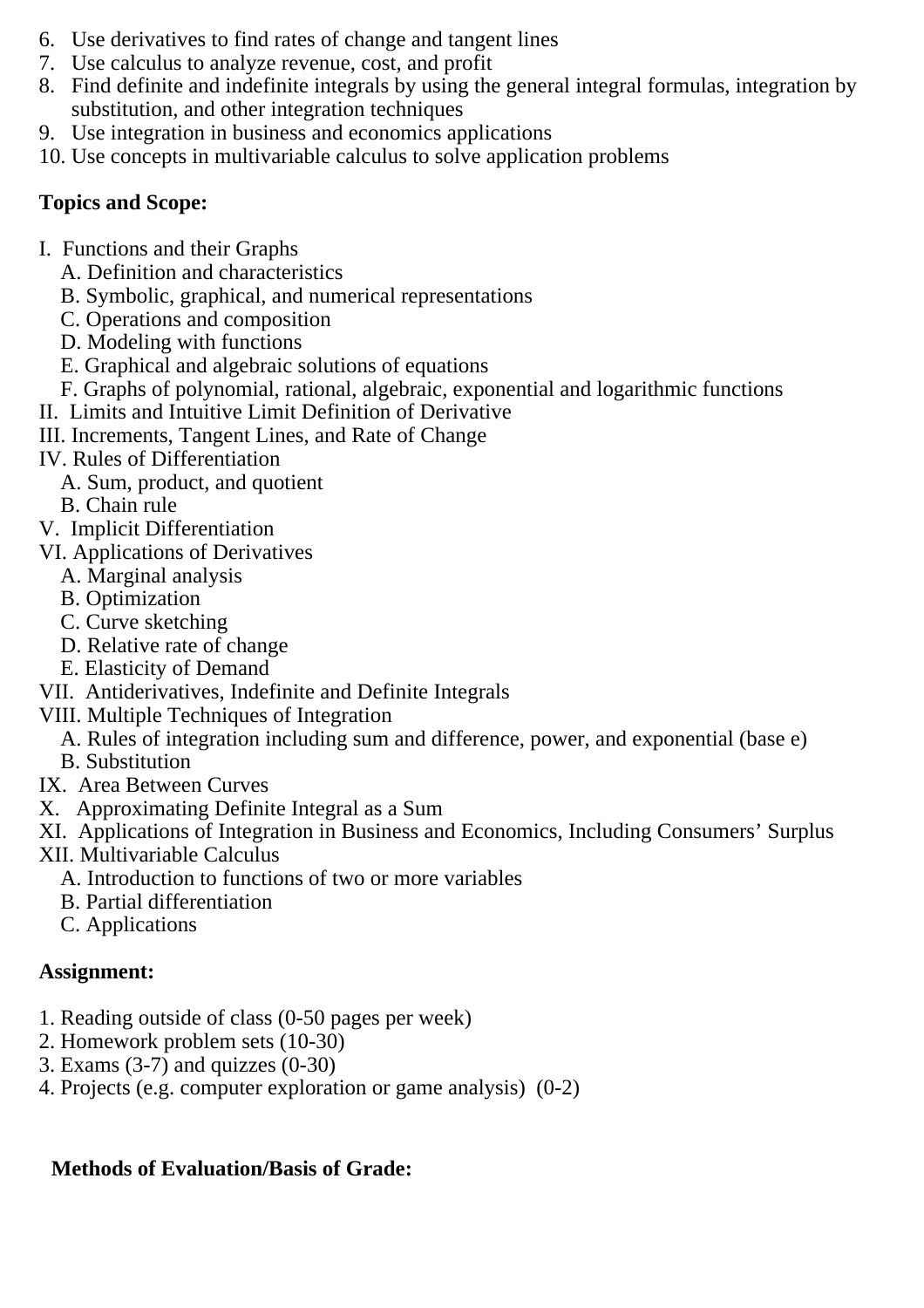6. Use derivatives to find rates of change and tangent lines
7. Use calculus to analyze revenue, cost, and profit
8. Find definite and indefinite integrals by using the general integral formulas, integration by substitution, and other integration techniques
9. Use integration in business and economics applications
10. Use concepts in multivariable calculus to solve application problems

**Topics and Scope:**

I. Functions and their Graphs
   A. Definition and characteristics
   B. Symbolic, graphical, and numerical representations
   C. Operations and composition
   D. Modeling with functions
   E. Graphical and algebraic solutions of equations
   F. Graphs of polynomial, rational, algebraic, exponential and logarithmic functions

II. Limits and Intuitive Limit Definition of Derivative

III. Increments, Tangent Lines, and Rate of Change

IV. Rules of Differentiation
   A. Sum, product, and quotient
   B. Chain rule

V. Implicit Differentiation

VI. Applications of Derivatives
   A. Marginal analysis
   B. Optimization
   C. Curve sketching
   D. Relative rate of change
   E. Elasticity of Demand

VII. Antiderivatives, Indefinite and Definite Integrals

VIII. Multiple Techniques of Integration
   A. Rules of integration including sum and difference, power, and exponential (base e)
   B. Substitution

IX. Area Between Curves

X. Approximating Definite Integral as a Sum

XI. Applications of Integration in Business and Economics, Including Consumers' Surplus

XII. Multivariable Calculus
   A. Introduction to functions of two or more variables
   B. Partial differentiation
   C. Applications

**Assignment:**

1. Reading outside of class (0-50 pages per week)
2. Homework problem sets (10-30)
3. Exams (3-7) and quizzes (0-30)
4. Projects (e.g. computer exploration or game analysis) (0-2)

**Methods of Evaluation/Basis of Grade:**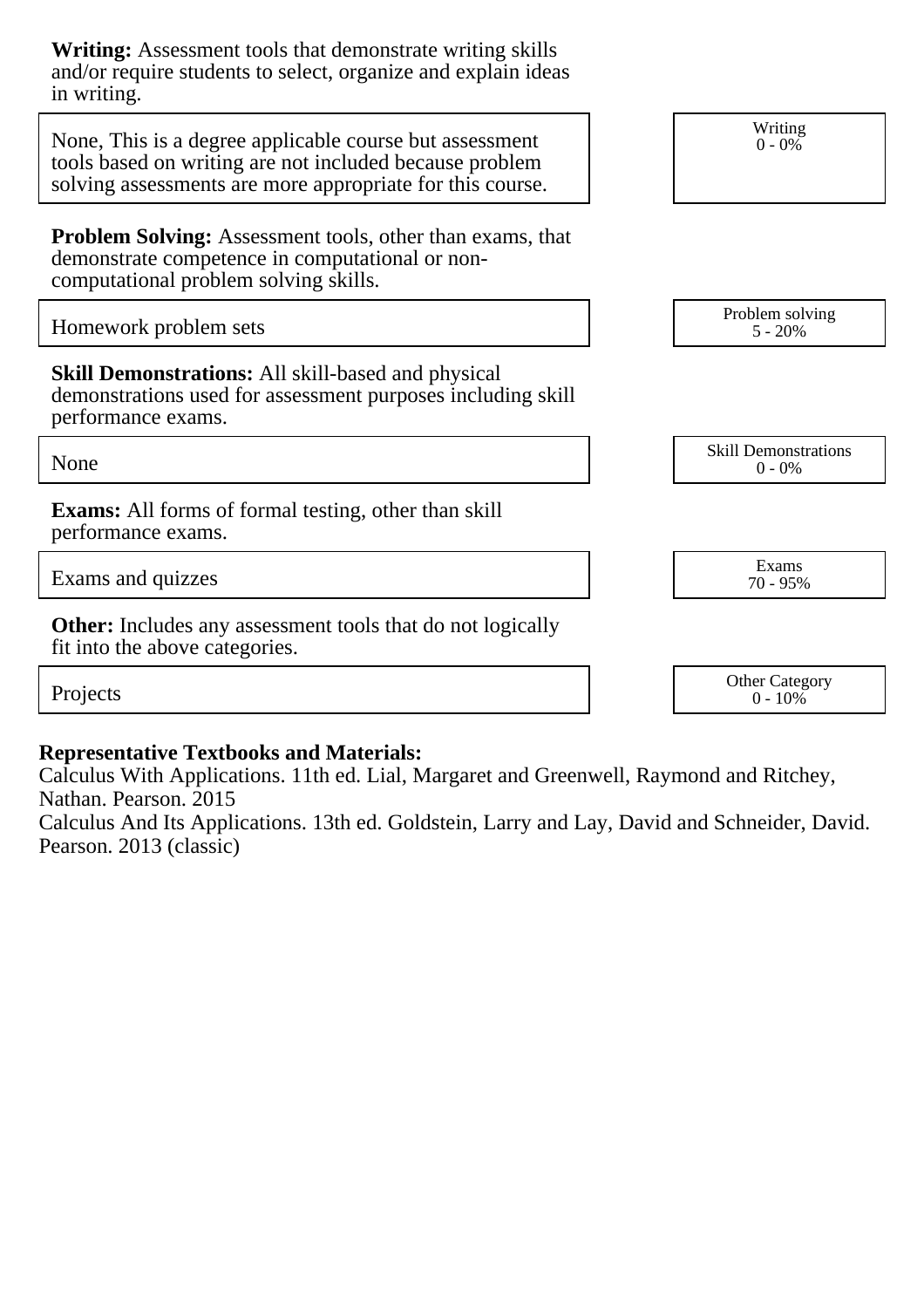**Writing:** Assessment tools that demonstrate writing skills and/or require students to select, organize and explain ideas in writing.

| | |
|---|---|
| None, This is a degree applicable course but assessment tools based on writing are not included because problem solving assessments are more appropriate for this course. | Writing<br>0 - 0% |

**Problem Solving:** Assessment tools, other than exams, that demonstrate competence in computational or non-computational problem solving skills.

| | |
|---|---|
| Homework problem sets | Problem solving<br>5 - 20% |

**Skill Demonstrations:** All skill-based and physical demonstrations used for assessment purposes including skill performance exams.

| | |
|---|---|
| None | Skill Demonstrations<br>0 - 0% |

**Exams:** All forms of formal testing, other than skill performance exams.

| | |
|---|---|
| Exams and quizzes | Exams<br>70 - 95% |

**Other:** Includes any assessment tools that do not logically fit into the above categories.

| | |
|---|---|
| Projects | Other Category<br>0 - 10% |

**Representative Textbooks and Materials:**

Calculus With Applications. 11th ed. Lial, Margaret and Greenwell, Raymond and Ritchey, Nathan. Pearson. 2015

Calculus And Its Applications. 13th ed. Goldstein, Larry and Lay, David and Schneider, David. Pearson. 2013 (classic)